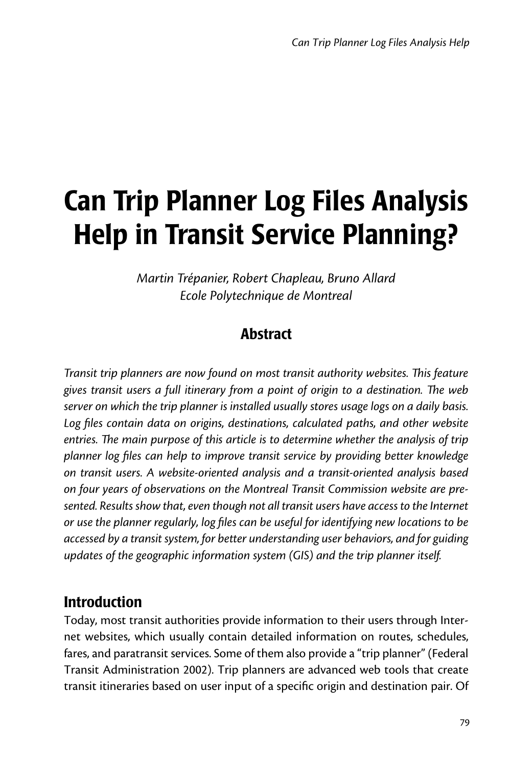# Can Trip Planner Log Files Analysis Help in Transit Service Planning?

*Martin Trépanier, Robert Chapleau, Bruno Allard*
*Ecole Polytechnique de Montreal*

## Abstract

*Transit trip planners are now found on most transit authority websites. This feature gives transit users a full itinerary from a point of origin to a destination. The web server on which the trip planner is installed usually stores usage logs on a daily basis. Log files contain data on origins, destinations, calculated paths, and other website entries. The main purpose of this article is to determine whether the analysis of trip planner log files can help to improve transit service by providing better knowledge on transit users. A website-oriented analysis and a transit-oriented analysis based on four years of observations on the Montreal Transit Commission website are presented. Results show that, even though not all transit users have access to the Internet or use the planner regularly, log files can be useful for identifying new locations to be accessed by a transit system, for better understanding user behaviors, and for guiding updates of the geographic information system (GIS) and the trip planner itself.*

## Introduction

Today, most transit authorities provide information to their users through Internet websites, which usually contain detailed information on routes, schedules, fares, and paratransit services. Some of them also provide a "trip planner" (Federal Transit Administration 2002). Trip planners are advanced web tools that create transit itineraries based on user input of a specific origin and destination pair. Of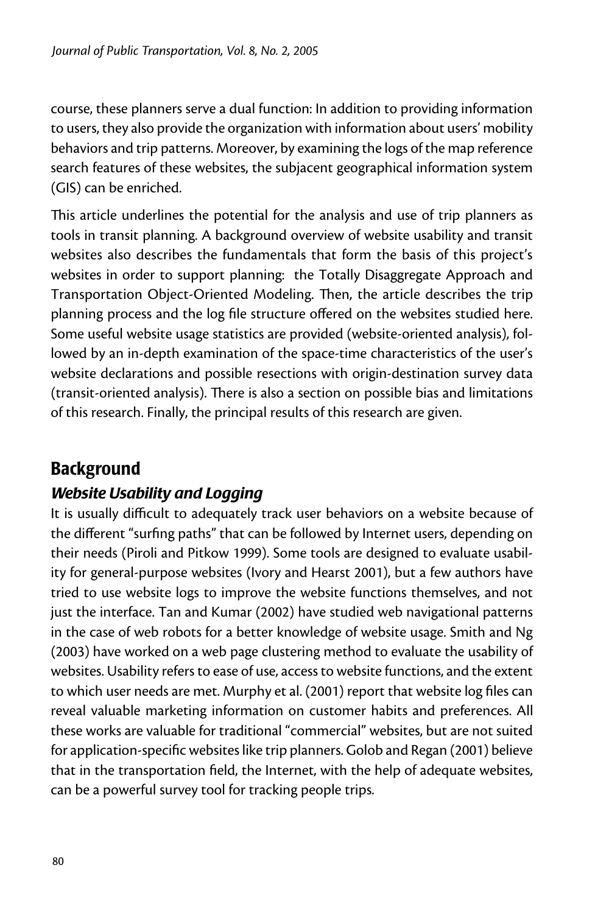course, these planners serve a dual function: In addition to providing information to users, they also provide the organization with information about users' mobility behaviors and trip patterns. Moreover, by examining the logs of the map reference search features of these websites, the subjacent geographical information system (GIS) can be enriched.

This article underlines the potential for the analysis and use of trip planners as tools in transit planning. A background overview of website usability and transit websites also describes the fundamentals that form the basis of this project's websites in order to support planning: the Totally Disaggregate Approach and Transportation Object-Oriented Modeling. Then, the article describes the trip planning process and the log file structure offered on the websites studied here. Some useful website usage statistics are provided (website-oriented analysis), followed by an in-depth examination of the space-time characteristics of the user's website declarations and possible resections with origin-destination survey data (transit-oriented analysis). There is also a section on possible bias and limitations of this research. Finally, the principal results of this research are given.

## Background

### *Website Usability and Logging*

It is usually difficult to adequately track user behaviors on a website because of the different "surfing paths" that can be followed by Internet users, depending on their needs (Piroli and Pitkow 1999). Some tools are designed to evaluate usability for general-purpose websites (Ivory and Hearst 2001), but a few authors have tried to use website logs to improve the website functions themselves, and not just the interface. Tan and Kumar (2002) have studied web navigational patterns in the case of web robots for a better knowledge of website usage. Smith and Ng (2003) have worked on a web page clustering method to evaluate the usability of websites. Usability refers to ease of use, access to website functions, and the extent to which user needs are met. Murphy et al. (2001) report that website log files can reveal valuable marketing information on customer habits and preferences. All these works are valuable for traditional "commercial" websites, but are not suited for application-specific websites like trip planners. Golob and Regan (2001) believe that in the transportation field, the Internet, with the help of adequate websites, can be a powerful survey tool for tracking people trips.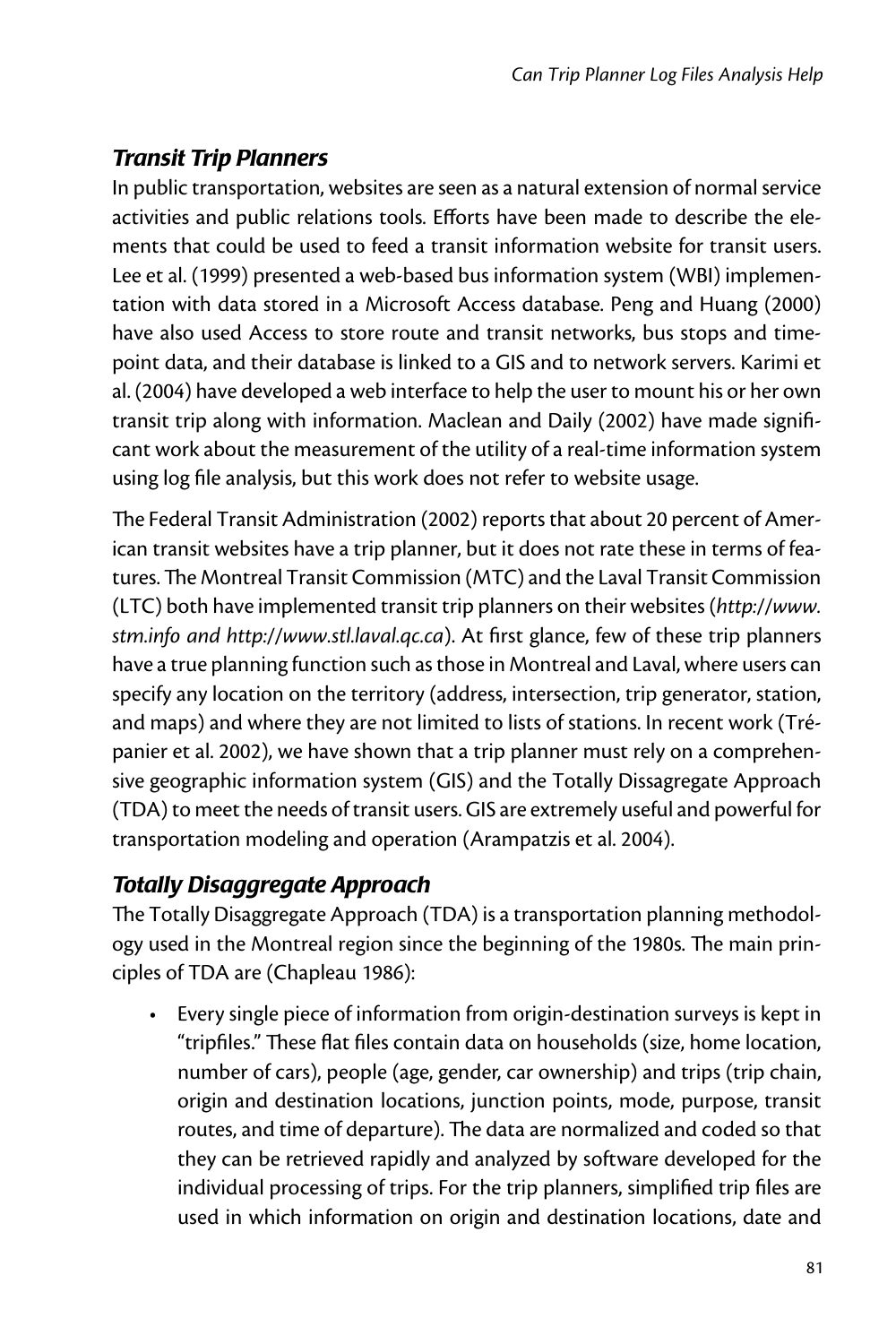## *Transit Trip Planners*

In public transportation, websites are seen as a natural extension of normal service activities and public relations tools. Efforts have been made to describe the elements that could be used to feed a transit information website for transit users. Lee et al. (1999) presented a web-based bus information system (WBI) implementation with data stored in a Microsoft Access database. Peng and Huang (2000) have also used Access to store route and transit networks, bus stops and timepoint data, and their database is linked to a GIS and to network servers. Karimi et al. (2004) have developed a web interface to help the user to mount his or her own transit trip along with information. Maclean and Daily (2002) have made significant work about the measurement of the utility of a real-time information system using log file analysis, but this work does not refer to website usage.

The Federal Transit Administration (2002) reports that about 20 percent of American transit websites have a trip planner, but it does not rate these in terms of features. The Montreal Transit Commission (MTC) and the Laval Transit Commission (LTC) both have implemented transit trip planners on their websites (*http://www.stm.info and http://www.stl.laval.qc.ca*). At first glance, few of these trip planners have a true planning function such as those in Montreal and Laval, where users can specify any location on the territory (address, intersection, trip generator, station, and maps) and where they are not limited to lists of stations. In recent work (Trépanier et al. 2002), we have shown that a trip planner must rely on a comprehensive geographic information system (GIS) and the Totally Dissagregate Approach (TDA) to meet the needs of transit users. GIS are extremely useful and powerful for transportation modeling and operation (Arampatzis et al. 2004).

## *Totally Disaggregate Approach*

The Totally Disaggregate Approach (TDA) is a transportation planning methodology used in the Montreal region since the beginning of the 1980s. The main principles of TDA are (Chapleau 1986):

- Every single piece of information from origin-destination surveys is kept in "tripfiles." These flat files contain data on households (size, home location, number of cars), people (age, gender, car ownership) and trips (trip chain, origin and destination locations, junction points, mode, purpose, transit routes, and time of departure). The data are normalized and coded so that they can be retrieved rapidly and analyzed by software developed for the individual processing of trips. For the trip planners, simplified trip files are used in which information on origin and destination locations, date and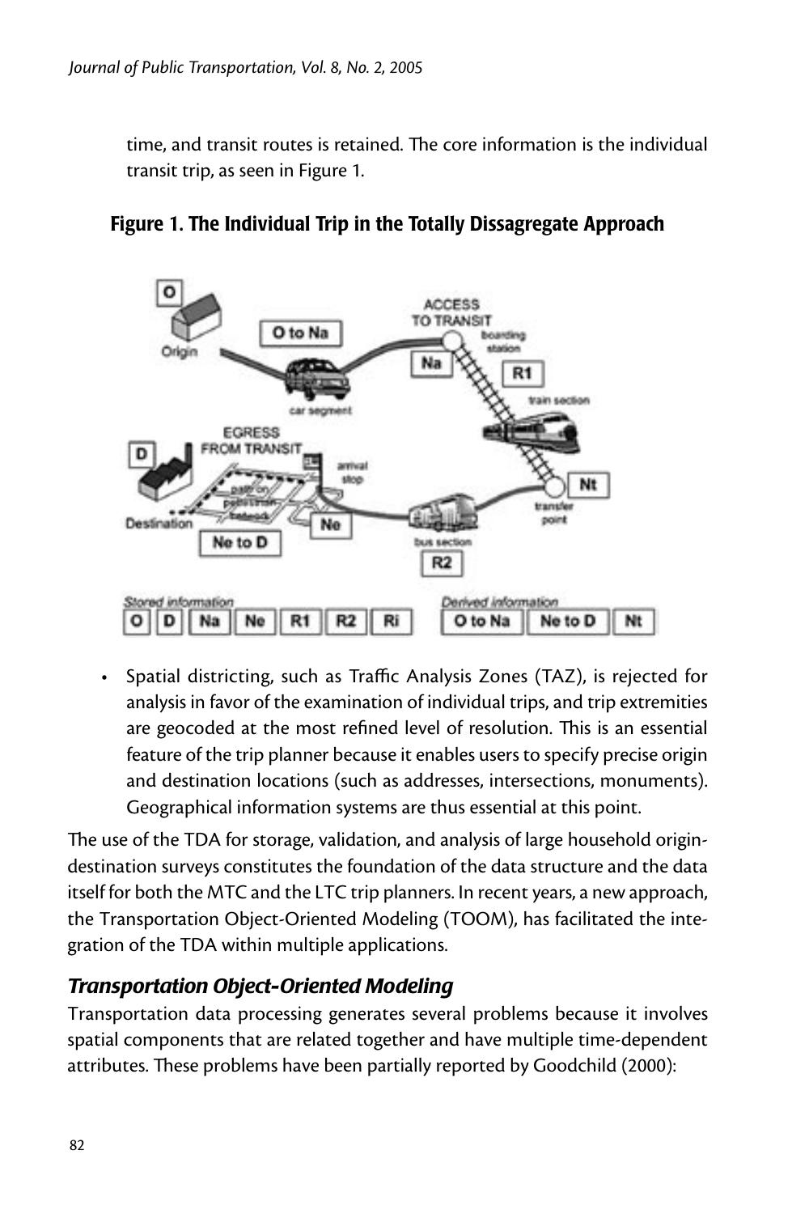time, and transit routes is retained. The core information is the individual transit trip, as seen in Figure 1.

**Figure 1. The Individual Trip in the Totally Dissagregate Approach**

- Spatial districting, such as Traffic Analysis Zones (TAZ), is rejected for analysis in favor of the examination of individual trips, and trip extremities are geocoded at the most refined level of resolution. This is an essential feature of the trip planner because it enables users to specify precise origin and destination locations (such as addresses, intersections, monuments). Geographical information systems are thus essential at this point.

The use of the TDA for storage, validation, and analysis of large household origin-destination surveys constitutes the foundation of the data structure and the data itself for both the MTC and the LTC trip planners. In recent years, a new approach, the Transportation Object-Oriented Modeling (TOOM), has facilitated the integration of the TDA within multiple applications.

### *Transportation Object-Oriented Modeling*

Transportation data processing generates several problems because it involves spatial components that are related together and have multiple time-dependent attributes. These problems have been partially reported by Goodchild (2000):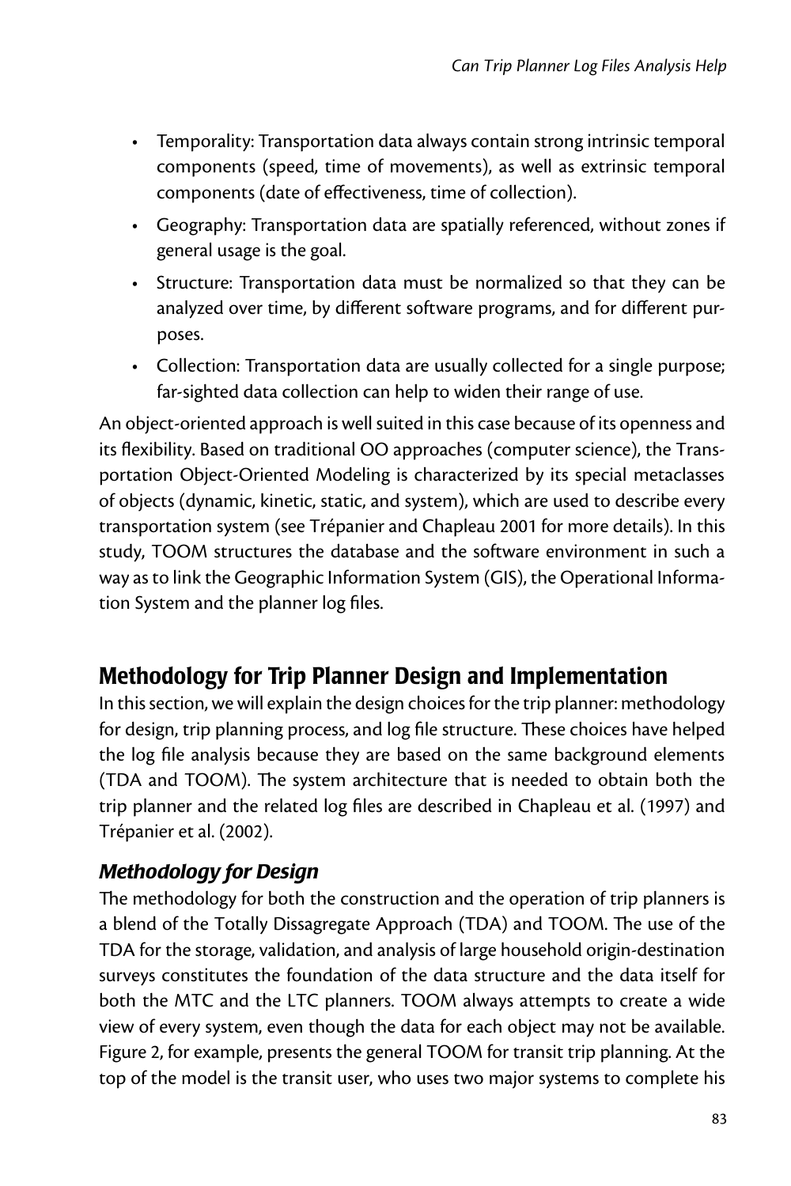- Temporality: Transportation data always contain strong intrinsic temporal components (speed, time of movements), as well as extrinsic temporal components (date of effectiveness, time of collection).
- Geography: Transportation data are spatially referenced, without zones if general usage is the goal.
- Structure: Transportation data must be normalized so that they can be analyzed over time, by different software programs, and for different purposes.
- Collection: Transportation data are usually collected for a single purpose; far-sighted data collection can help to widen their range of use.

An object-oriented approach is well suited in this case because of its openness and its flexibility. Based on traditional OO approaches (computer science), the Transportation Object-Oriented Modeling is characterized by its special metaclasses of objects (dynamic, kinetic, static, and system), which are used to describe every transportation system (see Trépanier and Chapleau 2001 for more details). In this study, TOOM structures the database and the software environment in such a way as to link the Geographic Information System (GIS), the Operational Information System and the planner log files.

## Methodology for Trip Planner Design and Implementation

In this section, we will explain the design choices for the trip planner: methodology for design, trip planning process, and log file structure. These choices have helped the log file analysis because they are based on the same background elements (TDA and TOOM). The system architecture that is needed to obtain both the trip planner and the related log files are described in Chapleau et al. (1997) and Trépanier et al. (2002).

### *Methodology for Design*

The methodology for both the construction and the operation of trip planners is a blend of the Totally Dissagregate Approach (TDA) and TOOM. The use of the TDA for the storage, validation, and analysis of large household origin-destination surveys constitutes the foundation of the data structure and the data itself for both the MTC and the LTC planners. TOOM always attempts to create a wide view of every system, even though the data for each object may not be available. Figure 2, for example, presents the general TOOM for transit trip planning. At the top of the model is the transit user, who uses two major systems to complete his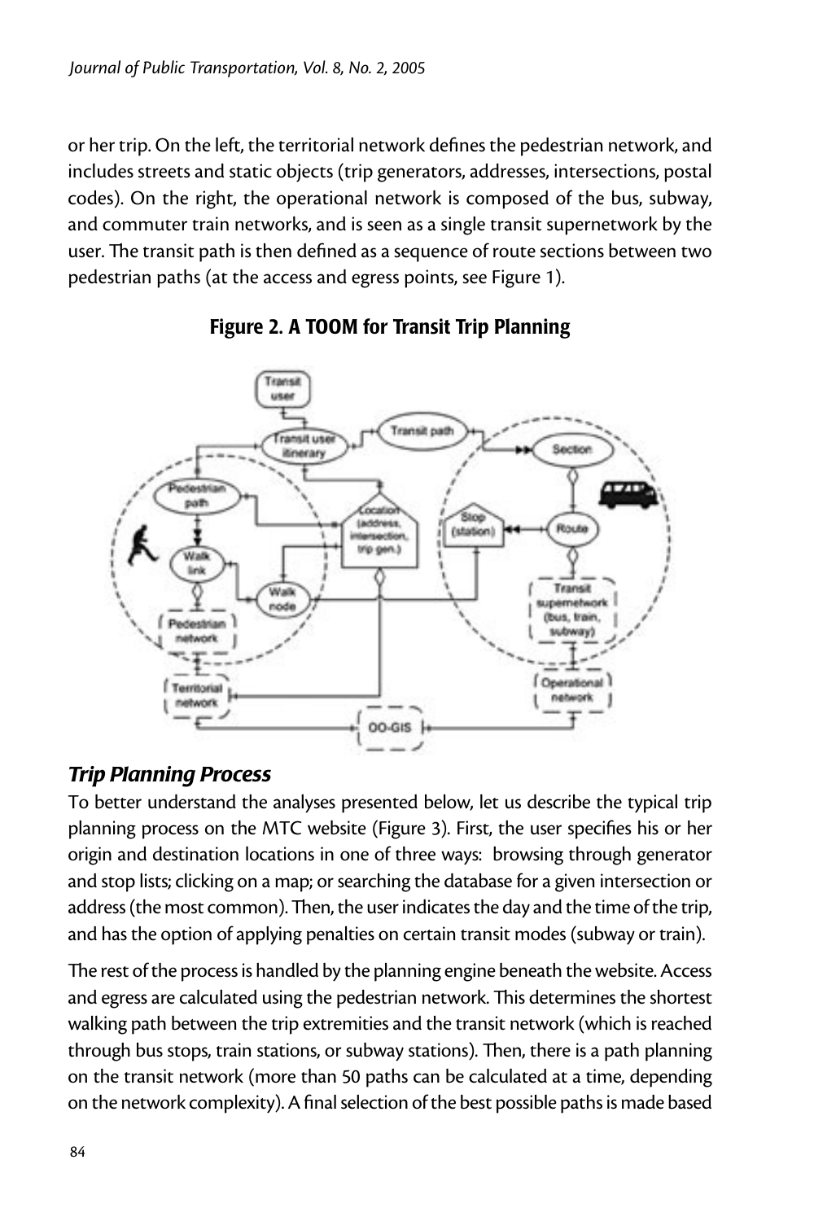or her trip. On the left, the territorial network defines the pedestrian network, and includes streets and static objects (trip generators, addresses, intersections, postal codes). On the right, the operational network is composed of the bus, subway, and commuter train networks, and is seen as a single transit supernetwork by the user. The transit path is then defined as a sequence of route sections between two pedestrian paths (at the access and egress points, see Figure 1).

**Figure 2. A TOOM for Transit Trip Planning**

## *Trip Planning Process*

To better understand the analyses presented below, let us describe the typical trip planning process on the MTC website (Figure 3). First, the user specifies his or her origin and destination locations in one of three ways: browsing through generator and stop lists; clicking on a map; or searching the database for a given intersection or address (the most common). Then, the user indicates the day and the time of the trip, and has the option of applying penalties on certain transit modes (subway or train).

The rest of the process is handled by the planning engine beneath the website. Access and egress are calculated using the pedestrian network. This determines the shortest walking path between the trip extremities and the transit network (which is reached through bus stops, train stations, or subway stations). Then, there is a path planning on the transit network (more than 50 paths can be calculated at a time, depending on the network complexity). A final selection of the best possible paths is made based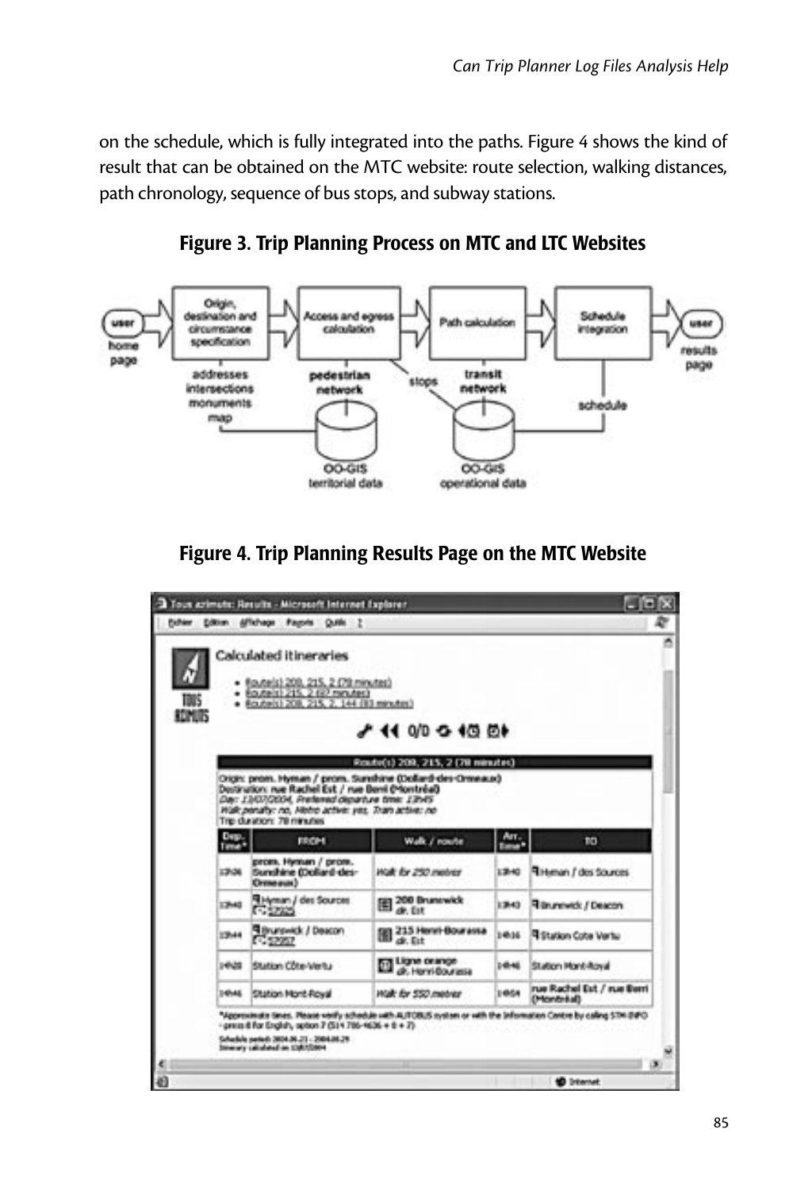on the schedule, which is fully integrated into the paths. Figure 4 shows the kind of result that can be obtained on the MTC website: route selection, walking distances, path chronology, sequence of bus stops, and subway stations.

**Figure 3. Trip Planning Process on MTC and LTC Websites**

**Figure 4. Trip Planning Results Page on the MTC Website**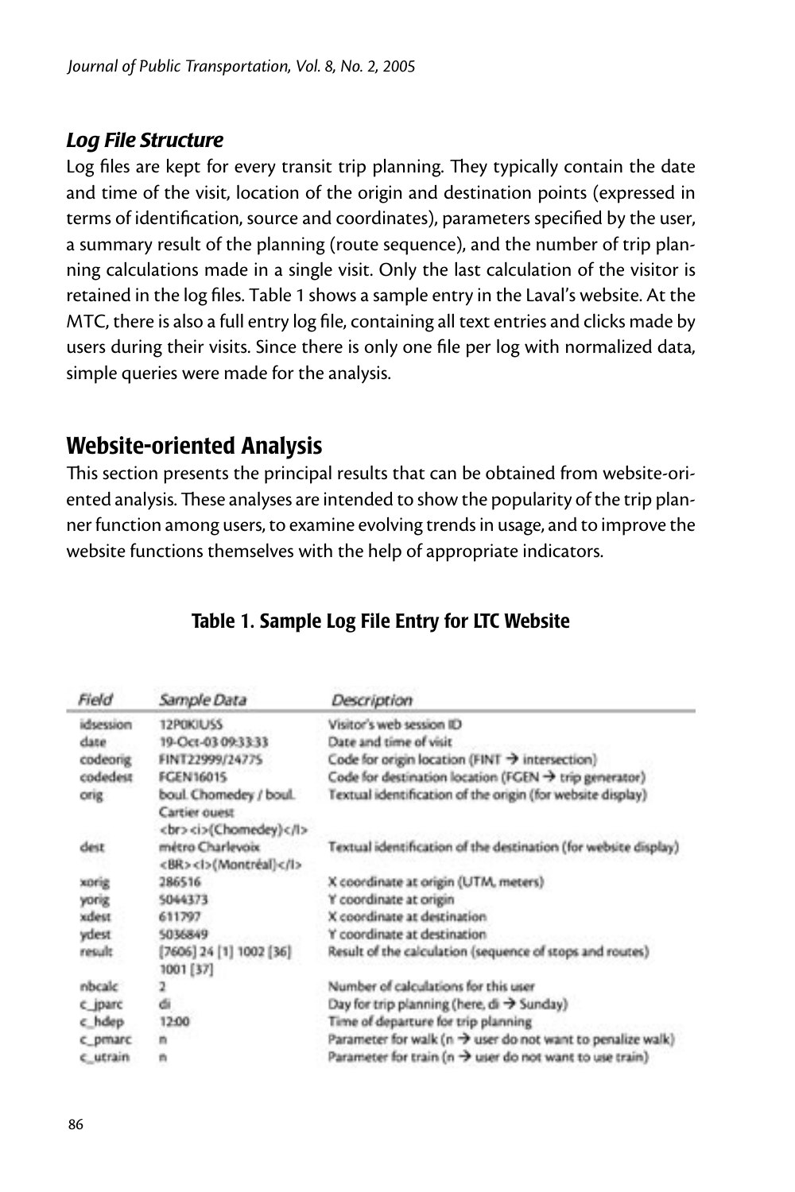### *Log File Structure*

Log files are kept for every transit trip planning. They typically contain the date and time of the visit, location of the origin and destination points (expressed in terms of identification, source and coordinates), parameters specified by the user, a summary result of the planning (route sequence), and the number of trip planning calculations made in a single visit. Only the last calculation of the visitor is retained in the log files. Table 1 shows a sample entry in the Laval's website. At the MTC, there is also a full entry log file, containing all text entries and clicks made by users during their visits. Since there is only one file per log with normalized data, simple queries were made for the analysis.

## Website-oriented Analysis

This section presents the principal results that can be obtained from website-oriented analysis. These analyses are intended to show the popularity of the trip planner function among users, to examine evolving trends in usage, and to improve the website functions themselves with the help of appropriate indicators.

**Table 1. Sample Log File Entry for LTC Website**

| *Field* | *Sample Data* | *Description* |
|---|---|---|
| idsession | 12P0KIUSS | Visitor's web session ID |
| date | 19-Oct-03 09:33:33 | Date and time of visit |
| codeorig | FINT22999/24775 | Code for origin location (FINT → intersection) |
| codedest | FGEN16015 | Code for destination location (FGEN → trip generator) |
| orig | boul. Chomedey / boul. Cartier ouest <br><i>(Chomedey)</I> | Textual identification of the origin (for website display) |
| dest | métro Charlevoix <BR><I>(Montréal)</I> | Textual identification of the destination (for website display) |
| xorig | 286516 | X coordinate at origin (UTM, meters) |
| yorig | 5044373 | Y coordinate at origin |
| xdest | 611797 | X coordinate at destination |
| ydest | 5036849 | Y coordinate at destination |
| result | [7606] 24 [1] 1002 [36] 1001 [37] | Result of the calculation (sequence of stops and routes) |
| nbcalc | 2 | Number of calculations for this user |
| c_jparc | di | Day for trip planning (here, di → Sunday) |
| c_hdep | 12:00 | Time of departure for trip planning |
| c_pmarc | n | Parameter for walk (n → user do not want to penalize walk) |
| c_utrain | n | Parameter for train (n → user do not want to use train) |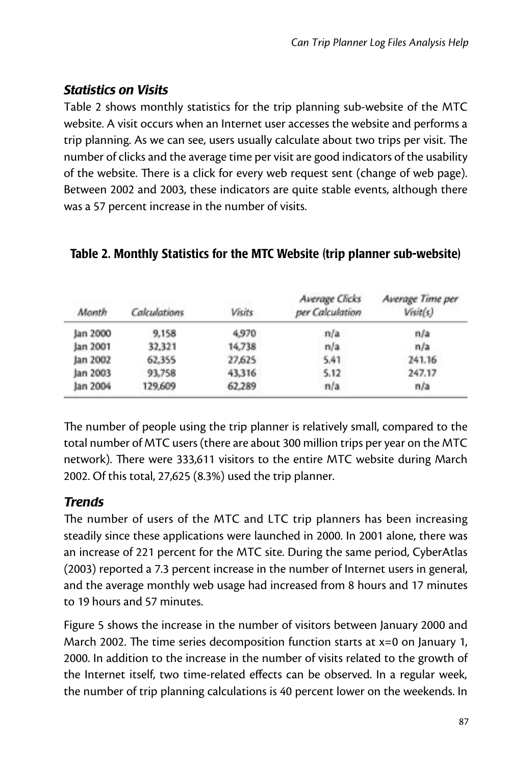### *Statistics on Visits*

Table 2 shows monthly statistics for the trip planning sub-website of the MTC website. A visit occurs when an Internet user accesses the website and performs a trip planning. As we can see, users usually calculate about two trips per visit. The number of clicks and the average time per visit are good indicators of the usability of the website. There is a click for every web request sent (change of web page). Between 2002 and 2003, these indicators are quite stable events, although there was a 57 percent increase in the number of visits.

**Table 2. Monthly Statistics for the MTC Website (trip planner sub-website)**

| *Month* | *Calculations* | *Visits* | *Average Clicks per Calculation* | *Average Time per Visit(s)* |
|---|---|---|---|---|
| Jan 2000 | 9,158 | 4,970 | n/a | n/a |
| Jan 2001 | 32,321 | 14,738 | n/a | n/a |
| Jan 2002 | 62,355 | 27,625 | 5.41 | 241.16 |
| Jan 2003 | 93,758 | 43,316 | 5.12 | 247.17 |
| Jan 2004 | 129,609 | 62,289 | n/a | n/a |

The number of people using the trip planner is relatively small, compared to the total number of MTC users (there are about 300 million trips per year on the MTC network). There were 333,611 visitors to the entire MTC website during March 2002. Of this total, 27,625 (8.3%) used the trip planner.

### *Trends*

The number of users of the MTC and LTC trip planners has been increasing steadily since these applications were launched in 2000. In 2001 alone, there was an increase of 221 percent for the MTC site. During the same period, CyberAtlas (2003) reported a 7.3 percent increase in the number of Internet users in general, and the average monthly web usage had increased from 8 hours and 17 minutes to 19 hours and 57 minutes.

Figure 5 shows the increase in the number of visitors between January 2000 and March 2002. The time series decomposition function starts at x=0 on January 1, 2000. In addition to the increase in the number of visits related to the growth of the Internet itself, two time-related effects can be observed. In a regular week, the number of trip planning calculations is 40 percent lower on the weekends. In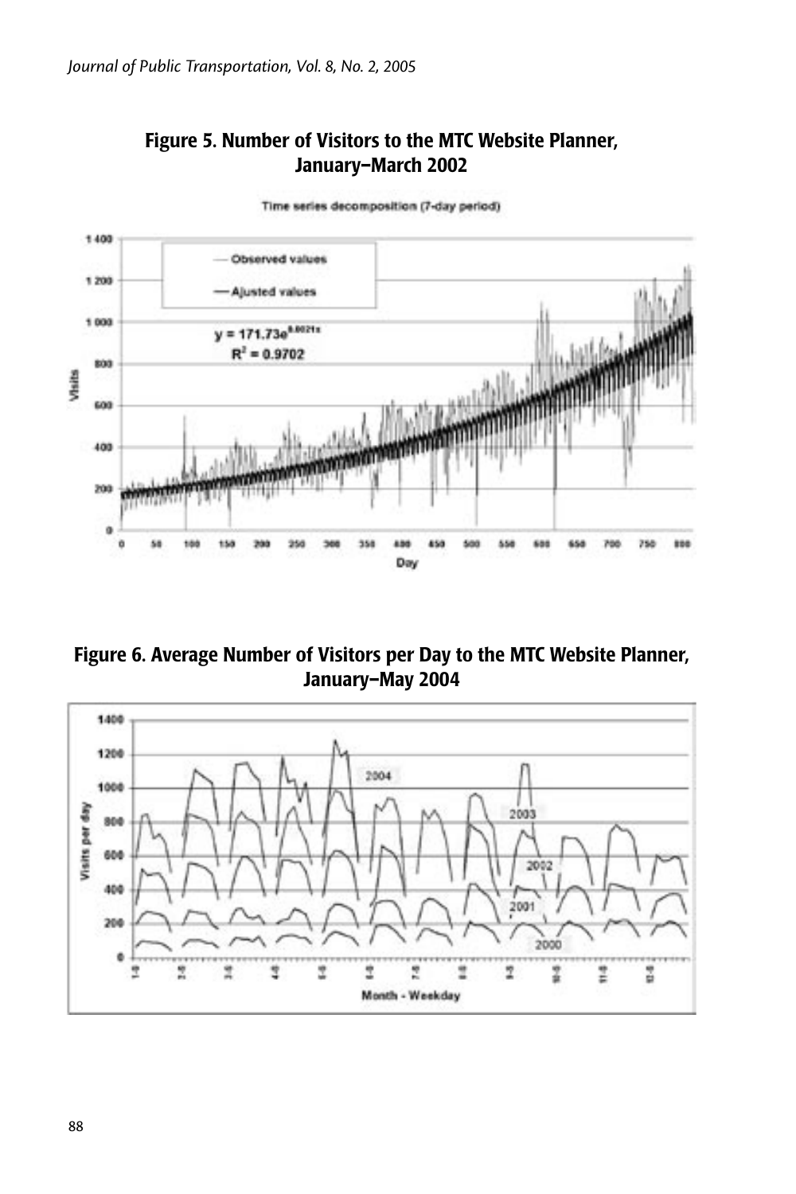## Figure 5. Number of Visitors to the MTC Website Planner, January–March 2002

Time series decomposition (7-day period)

— Observed values

— Ajusted values

$y = 171.73e^{0.0021x}$

$R^2 = 0.9702$

Visits

Day

## Figure 6. Average Number of Visitors per Day to the MTC Website Planner, January–May 2004

Visits per day

2004

2003

2002

2001

2000

Month - Weekday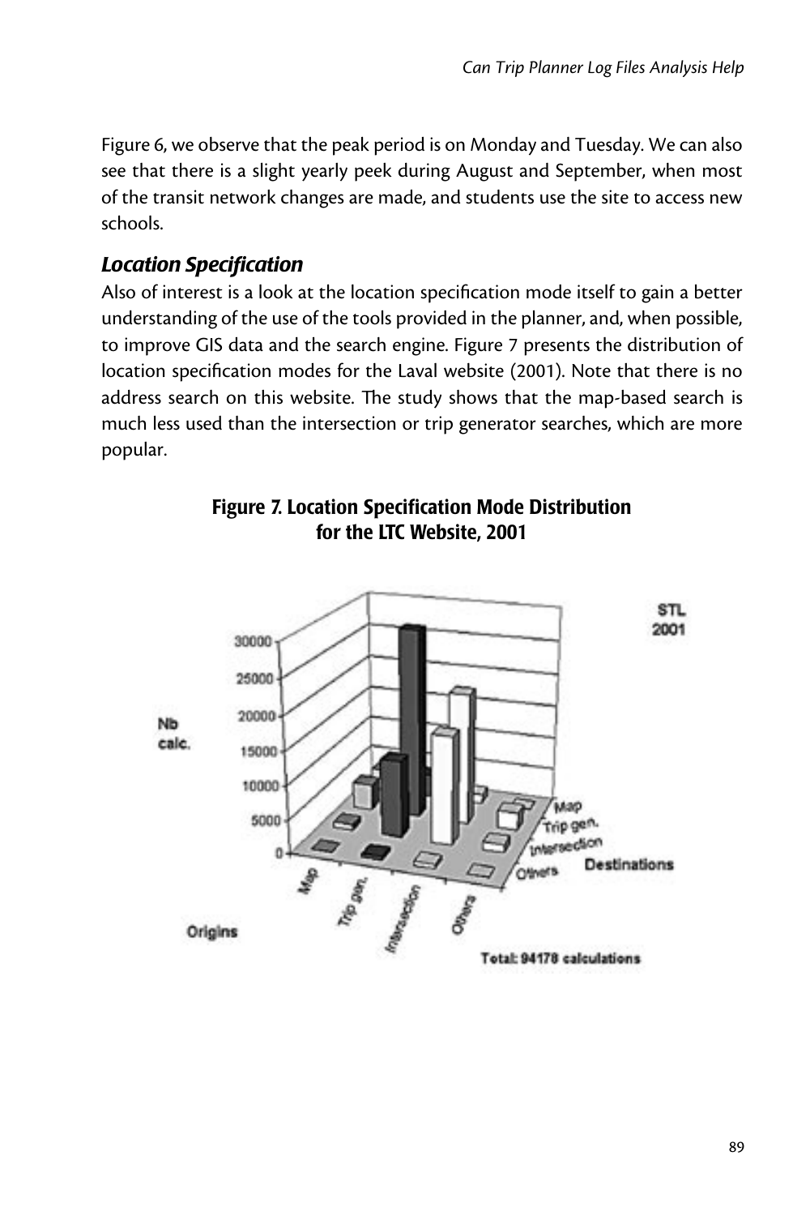Figure 6, we observe that the peak period is on Monday and Tuesday. We can also see that there is a slight yearly peek during August and September, when most of the transit network changes are made, and students use the site to access new schools.

### *Location Specification*

Also of interest is a look at the location specification mode itself to gain a better understanding of the use of the tools provided in the planner, and, when possible, to improve GIS data and the search engine. Figure 7 presents the distribution of location specification modes for the Laval website (2001). Note that there is no address search on this website. The study shows that the map-based search is much less used than the intersection or trip generator searches, which are more popular.

**Figure 7. Location Specification Mode Distribution for the LTC Website, 2001**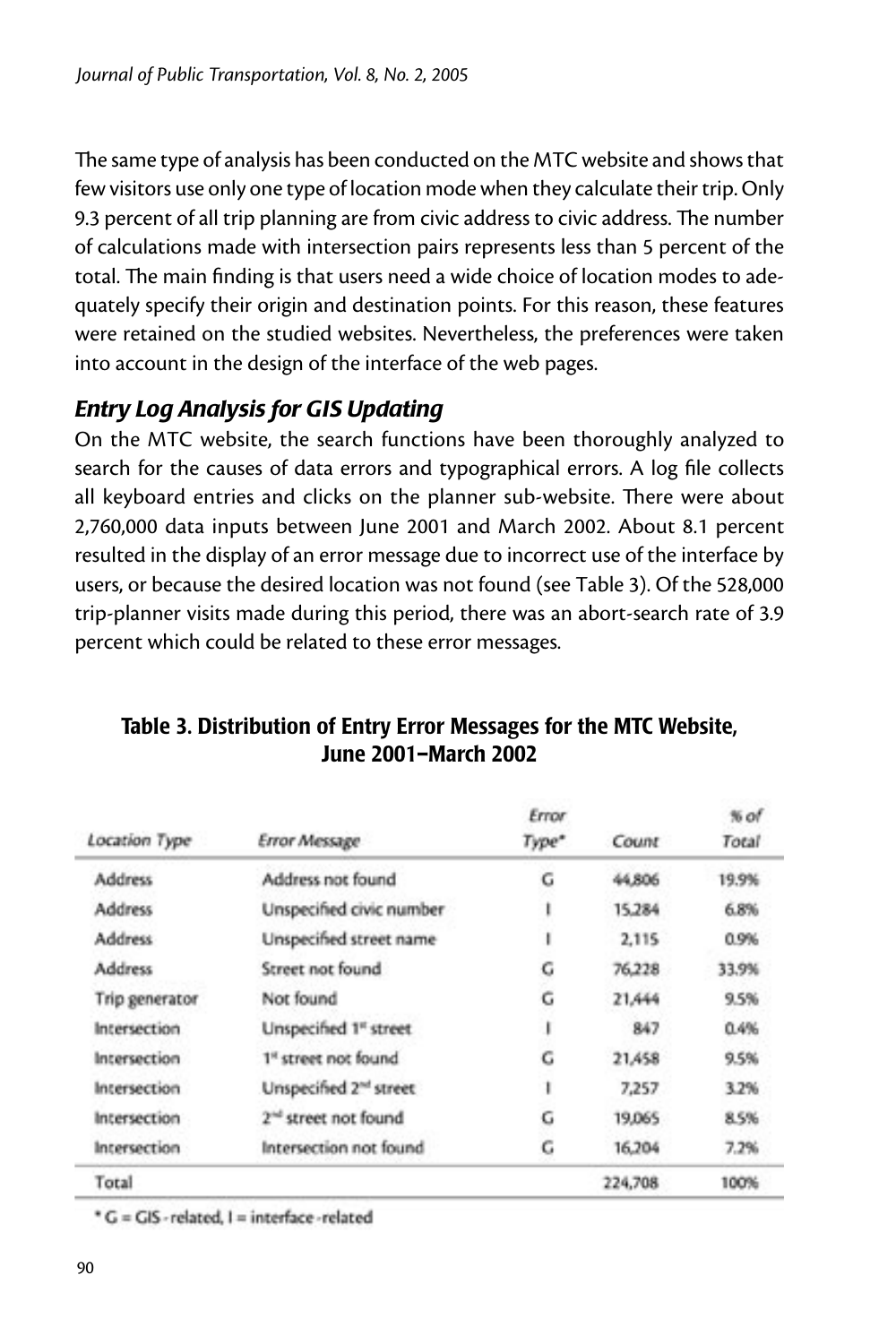The same type of analysis has been conducted on the MTC website and shows that few visitors use only one type of location mode when they calculate their trip. Only 9.3 percent of all trip planning are from civic address to civic address. The number of calculations made with intersection pairs represents less than 5 percent of the total. The main finding is that users need a wide choice of location modes to adequately specify their origin and destination points. For this reason, these features were retained on the studied websites. Nevertheless, the preferences were taken into account in the design of the interface of the web pages.

### *Entry Log Analysis for GIS Updating*

On the MTC website, the search functions have been thoroughly analyzed to search for the causes of data errors and typographical errors. A log file collects all keyboard entries and clicks on the planner sub-website. There were about 2,760,000 data inputs between June 2001 and March 2002. About 8.1 percent resulted in the display of an error message due to incorrect use of the interface by users, or because the desired location was not found (see Table 3). Of the 528,000 trip-planner visits made during this period, there was an abort-search rate of 3.9 percent which could be related to these error messages.

**Table 3. Distribution of Entry Error Messages for the MTC Website, June 2001–March 2002**

| Location Type | Error Message | Error Type* | Count | % of Total |
|---|---|---|---|---|
| Address | Address not found | G | 44,806 | 19.9% |
| Address | Unspecified civic number | I | 15,284 | 6.8% |
| Address | Unspecified street name | I | 2,115 | 0.9% |
| Address | Street not found | G | 76,228 | 33.9% |
| Trip generator | Not found | G | 21,444 | 9.5% |
| Intersection | Unspecified 1st street | I | 847 | 0.4% |
| Intersection | 1st street not found | G | 21,458 | 9.5% |
| Intersection | Unspecified 2nd street | I | 7,257 | 3.2% |
| Intersection | 2nd street not found | G | 19,065 | 8.5% |
| Intersection | Intersection not found | G | 16,204 | 7.2% |
| Total | | | 224,708 | 100% |

* G = GIS - related, I = interface - related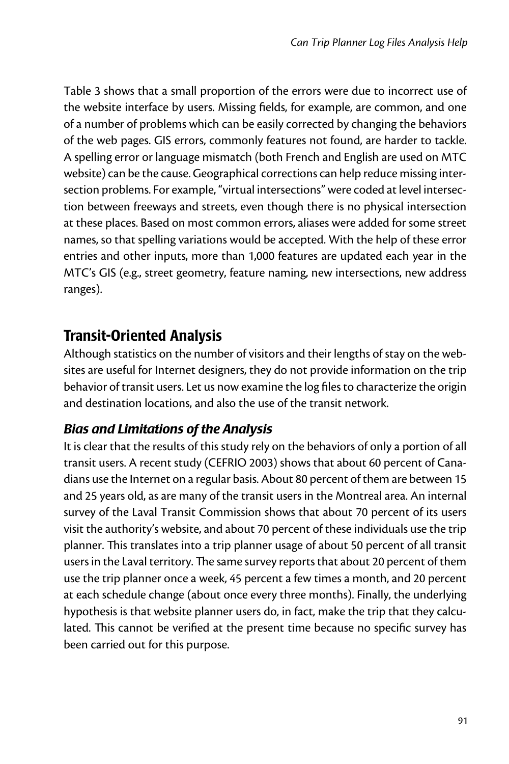Table 3 shows that a small proportion of the errors were due to incorrect use of the website interface by users. Missing fields, for example, are common, and one of a number of problems which can be easily corrected by changing the behaviors of the web pages. GIS errors, commonly features not found, are harder to tackle. A spelling error or language mismatch (both French and English are used on MTC website) can be the cause. Geographical corrections can help reduce missing intersection problems. For example, "virtual intersections" were coded at level intersection between freeways and streets, even though there is no physical intersection at these places. Based on most common errors, aliases were added for some street names, so that spelling variations would be accepted. With the help of these error entries and other inputs, more than 1,000 features are updated each year in the MTC's GIS (e.g., street geometry, feature naming, new intersections, new address ranges).

## Transit-Oriented Analysis

Although statistics on the number of visitors and their lengths of stay on the websites are useful for Internet designers, they do not provide information on the trip behavior of transit users. Let us now examine the log files to characterize the origin and destination locations, and also the use of the transit network.

### *Bias and Limitations of the Analysis*

It is clear that the results of this study rely on the behaviors of only a portion of all transit users. A recent study (CEFRIO 2003) shows that about 60 percent of Canadians use the Internet on a regular basis. About 80 percent of them are between 15 and 25 years old, as are many of the transit users in the Montreal area. An internal survey of the Laval Transit Commission shows that about 70 percent of its users visit the authority's website, and about 70 percent of these individuals use the trip planner. This translates into a trip planner usage of about 50 percent of all transit users in the Laval territory. The same survey reports that about 20 percent of them use the trip planner once a week, 45 percent a few times a month, and 20 percent at each schedule change (about once every three months). Finally, the underlying hypothesis is that website planner users do, in fact, make the trip that they calculated. This cannot be verified at the present time because no specific survey has been carried out for this purpose.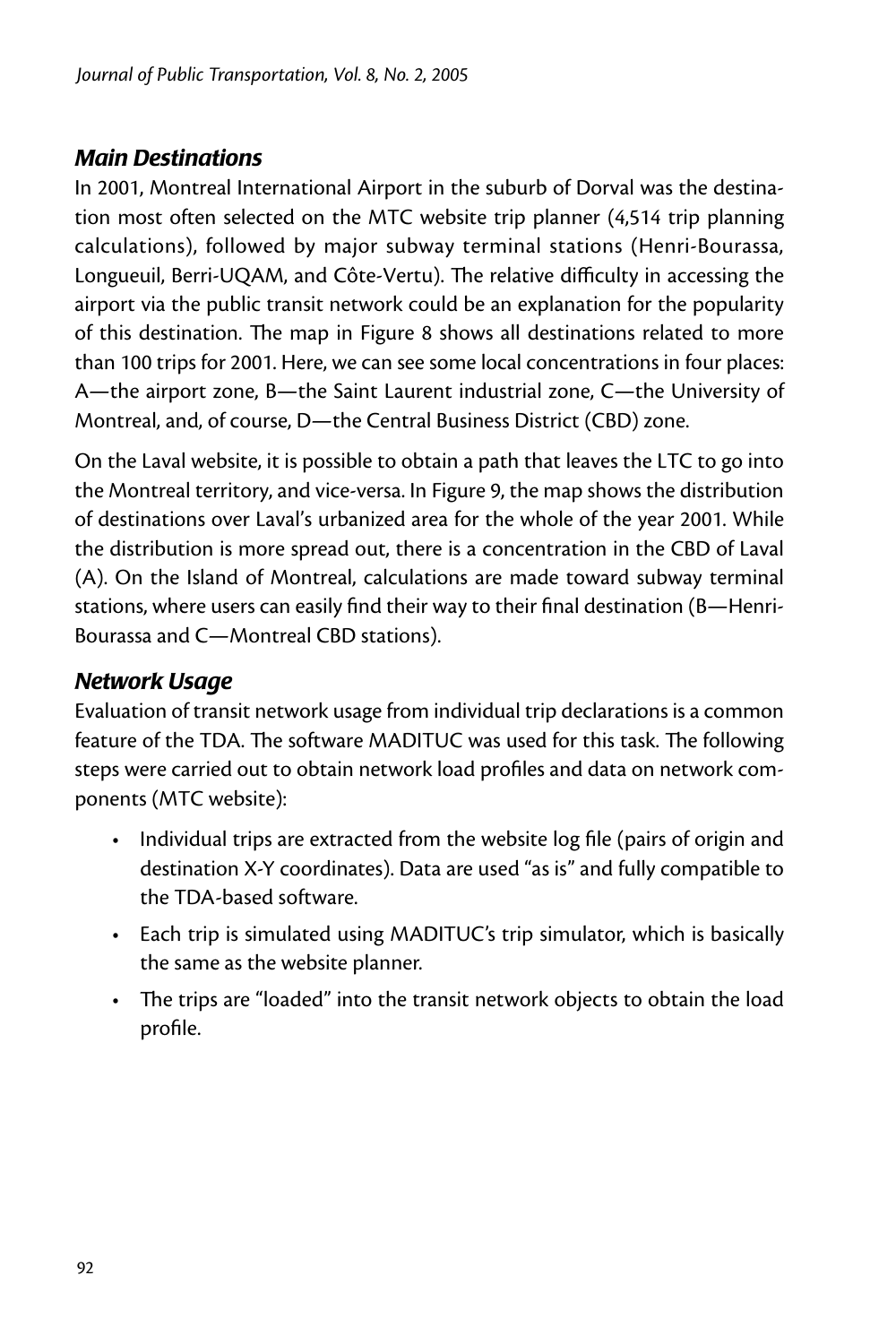### *Main Destinations*

In 2001, Montreal International Airport in the suburb of Dorval was the destination most often selected on the MTC website trip planner (4,514 trip planning calculations), followed by major subway terminal stations (Henri-Bourassa, Longueuil, Berri-UQAM, and Côte-Vertu). The relative difficulty in accessing the airport via the public transit network could be an explanation for the popularity of this destination. The map in Figure 8 shows all destinations related to more than 100 trips for 2001. Here, we can see some local concentrations in four places: A—the airport zone, B—the Saint Laurent industrial zone, C—the University of Montreal, and, of course, D—the Central Business District (CBD) zone.

On the Laval website, it is possible to obtain a path that leaves the LTC to go into the Montreal territory, and vice-versa. In Figure 9, the map shows the distribution of destinations over Laval's urbanized area for the whole of the year 2001. While the distribution is more spread out, there is a concentration in the CBD of Laval (A). On the Island of Montreal, calculations are made toward subway terminal stations, where users can easily find their way to their final destination (B—Henri-Bourassa and C—Montreal CBD stations).

### *Network Usage*

Evaluation of transit network usage from individual trip declarations is a common feature of the TDA. The software MADITUC was used for this task. The following steps were carried out to obtain network load profiles and data on network components (MTC website):

- Individual trips are extracted from the website log file (pairs of origin and destination X-Y coordinates). Data are used "as is" and fully compatible to the TDA-based software.
- Each trip is simulated using MADITUC's trip simulator, which is basically the same as the website planner.
- The trips are "loaded" into the transit network objects to obtain the load profile.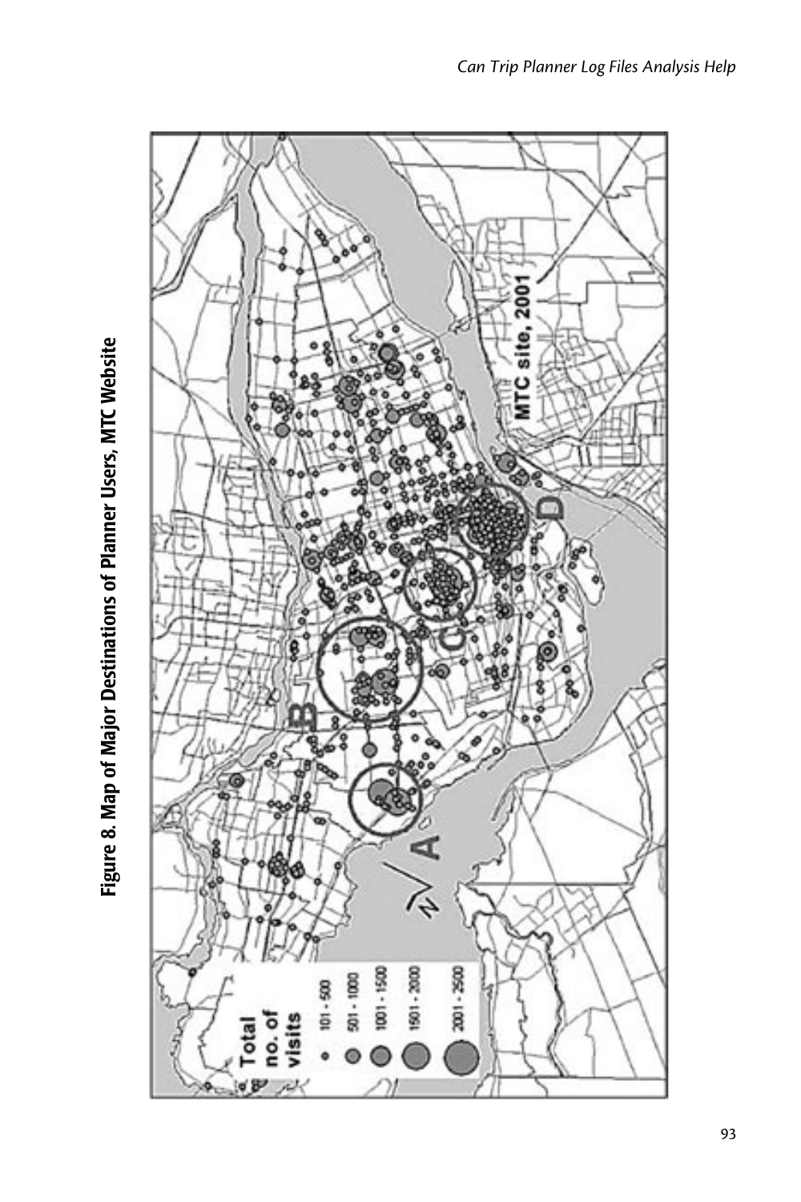**Figure 8. Map of Major Destinations of Planner Users, MTC Website**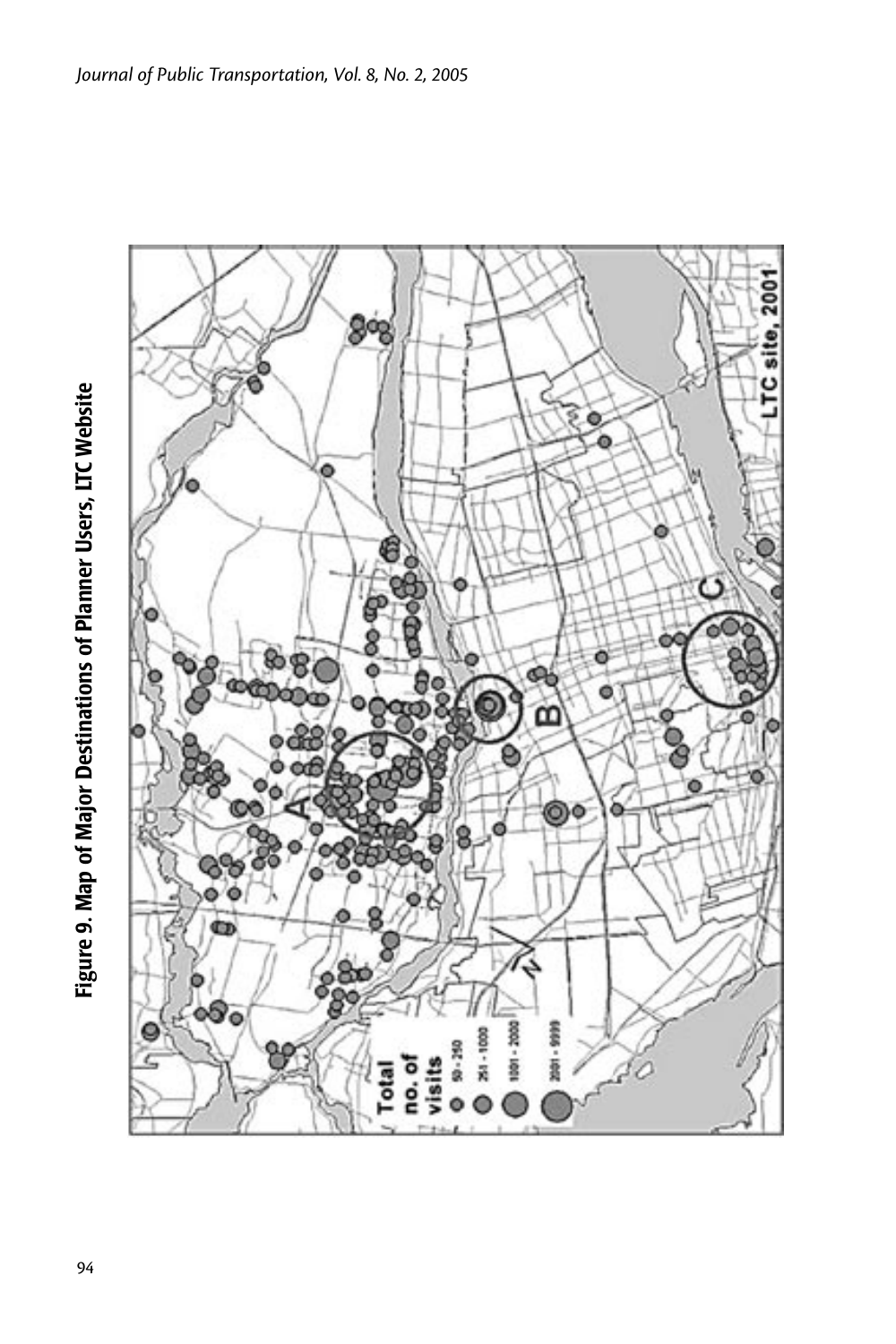**Figure 9. Map of Major Destinations of Planner Users, LTC Website**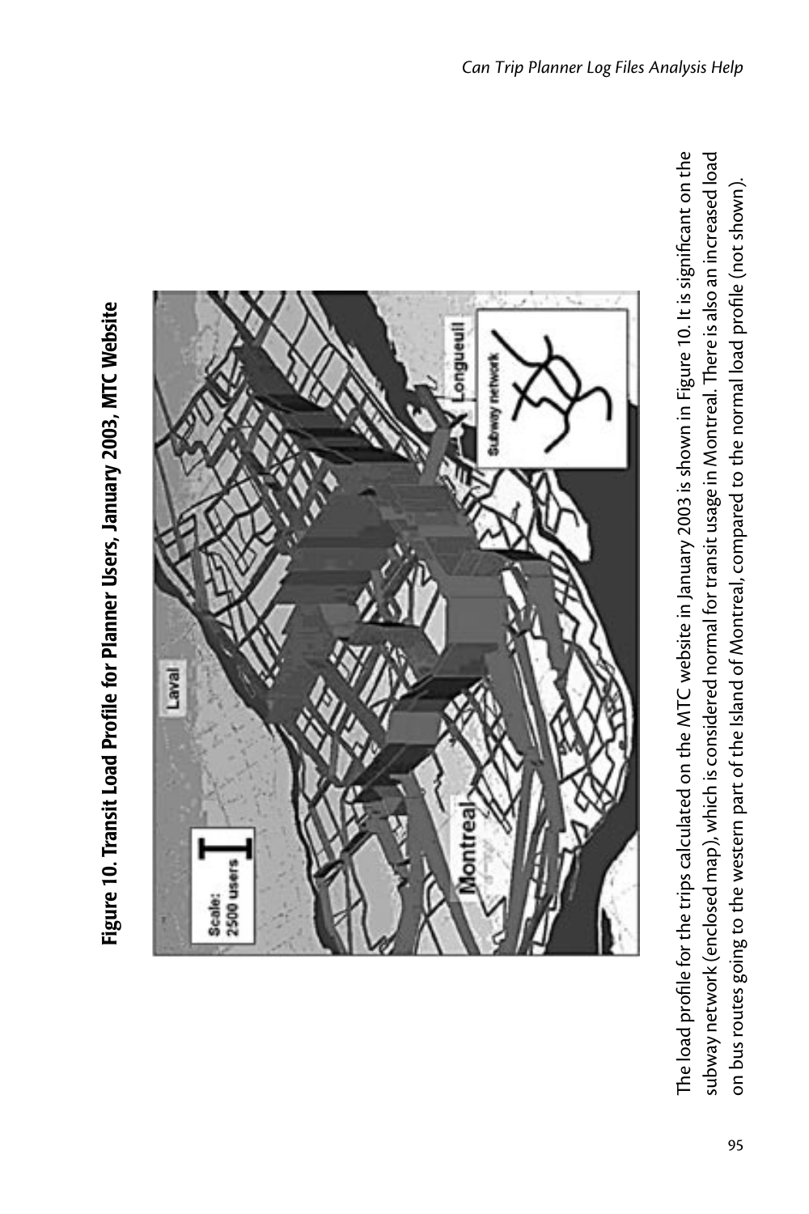**Figure 10. Transit Load Profile for Planner Users, January 2003, MTC Website**

The load profile for the trips calculated on the MTC website in January 2003 is shown in Figure 10. It is significant on the subway network (enclosed map), which is considered normal for transit usage in Montreal. There is also an increased load on bus routes going to the western part of the Island of Montreal, compared to the normal load profile (not shown).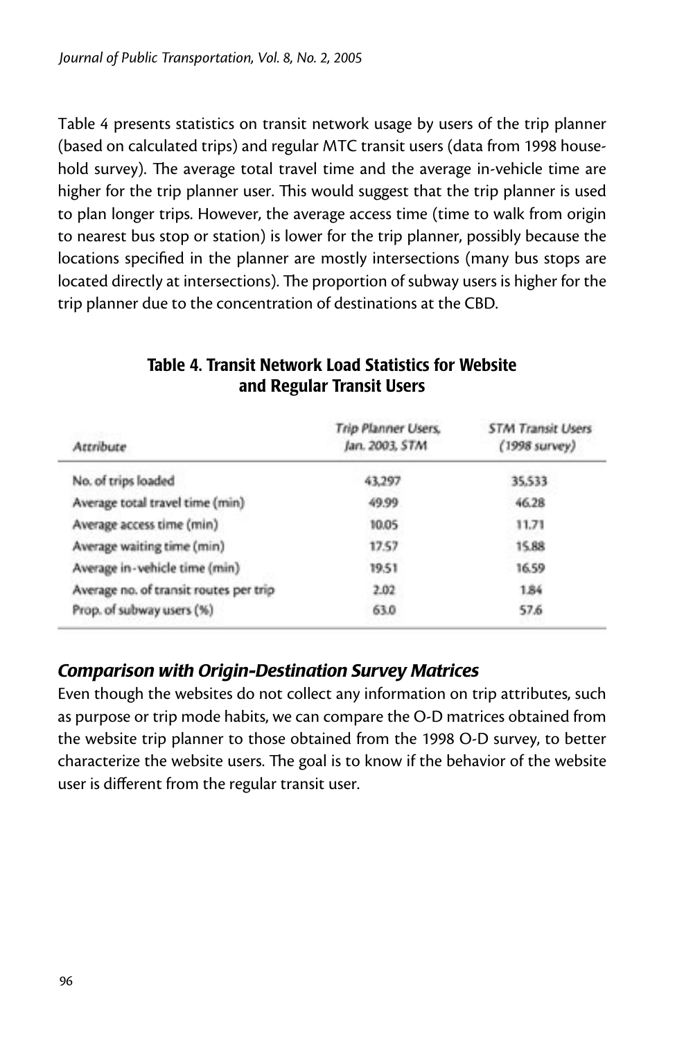Table 4 presents statistics on transit network usage by users of the trip planner (based on calculated trips) and regular MTC transit users (data from 1998 household survey). The average total travel time and the average in-vehicle time are higher for the trip planner user. This would suggest that the trip planner is used to plan longer trips. However, the average access time (time to walk from origin to nearest bus stop or station) is lower for the trip planner, possibly because the locations specified in the planner are mostly intersections (many bus stops are located directly at intersections). The proportion of subway users is higher for the trip planner due to the concentration of destinations at the CBD.

**Table 4. Transit Network Load Statistics for Website and Regular Transit Users**

| *Attribute* | *Trip Planner Users, Jan. 2003, STM* | *STM Transit Users (1998 survey)* |
|---|---|---|
| No. of trips loaded | 43,297 | 35,533 |
| Average total travel time (min) | 49.99 | 46.28 |
| Average access time (min) | 10.05 | 11.71 |
| Average waiting time (min) | 17.57 | 15.88 |
| Average in-vehicle time (min) | 19.51 | 16.59 |
| Average no. of transit routes per trip | 2.02 | 1.84 |
| Prop. of subway users (%) | 63.0 | 57.6 |

## *Comparison with Origin-Destination Survey Matrices*

Even though the websites do not collect any information on trip attributes, such as purpose or trip mode habits, we can compare the O-D matrices obtained from the website trip planner to those obtained from the 1998 O-D survey, to better characterize the website users. The goal is to know if the behavior of the website user is different from the regular transit user.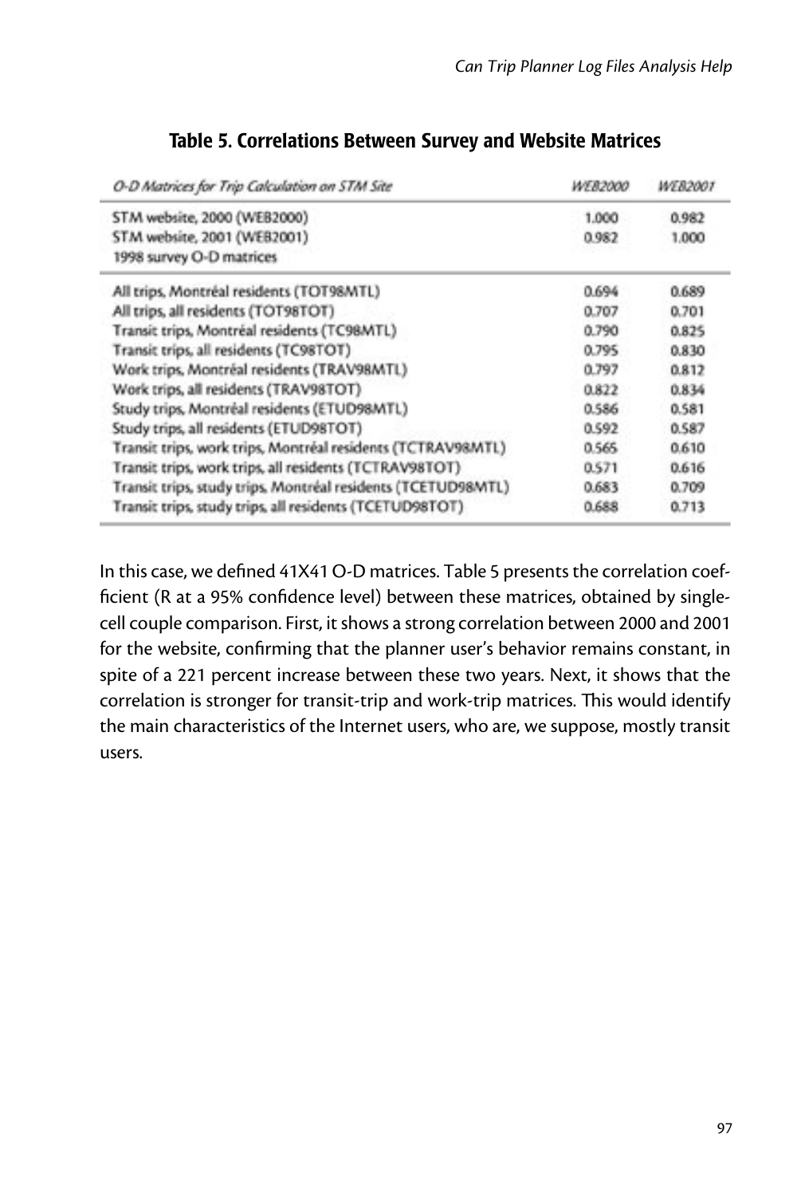### Table 5. Correlations Between Survey and Website Matrices

| *O-D Matrices for Trip Calculation on STM Site* | *WEB2000* | *WEB2001* |
|---|---|---|
| STM website, 2000 (WEB2000) | 1.000 | 0.982 |
| STM website, 2001 (WEB2001) | 0.982 | 1.000 |
| 1998 survey O-D matrices | | |
| All trips, Montréal residents (TOT98MTL) | 0.694 | 0.689 |
| All trips, all residents (TOT98TOT) | 0.707 | 0.701 |
| Transit trips, Montréal residents (TC98MTL) | 0.790 | 0.825 |
| Transit trips, all residents (TC98TOT) | 0.795 | 0.830 |
| Work trips, Montréal residents (TRAV98MTL) | 0.797 | 0.812 |
| Work trips, all residents (TRAV98TOT) | 0.822 | 0.834 |
| Study trips, Montréal residents (ETUD98MTL) | 0.586 | 0.581 |
| Study trips, all residents (ETUD98TOT) | 0.592 | 0.587 |
| Transit trips, work trips, Montréal residents (TCTRAV98MTL) | 0.565 | 0.610 |
| Transit trips, work trips, all residents (TCTRAV98TOT) | 0.571 | 0.616 |
| Transit trips, study trips, Montréal residents (TCETUD98MTL) | 0.683 | 0.709 |
| Transit trips, study trips, all residents (TCETUD98TOT) | 0.688 | 0.713 |

In this case, we defined 41X41 O-D matrices. Table 5 presents the correlation coefficient (R at a 95% confidence level) between these matrices, obtained by single-cell couple comparison. First, it shows a strong correlation between 2000 and 2001 for the website, confirming that the planner user's behavior remains constant, in spite of a 221 percent increase between these two years. Next, it shows that the correlation is stronger for transit-trip and work-trip matrices. This would identify the main characteristics of the Internet users, who are, we suppose, mostly transit users.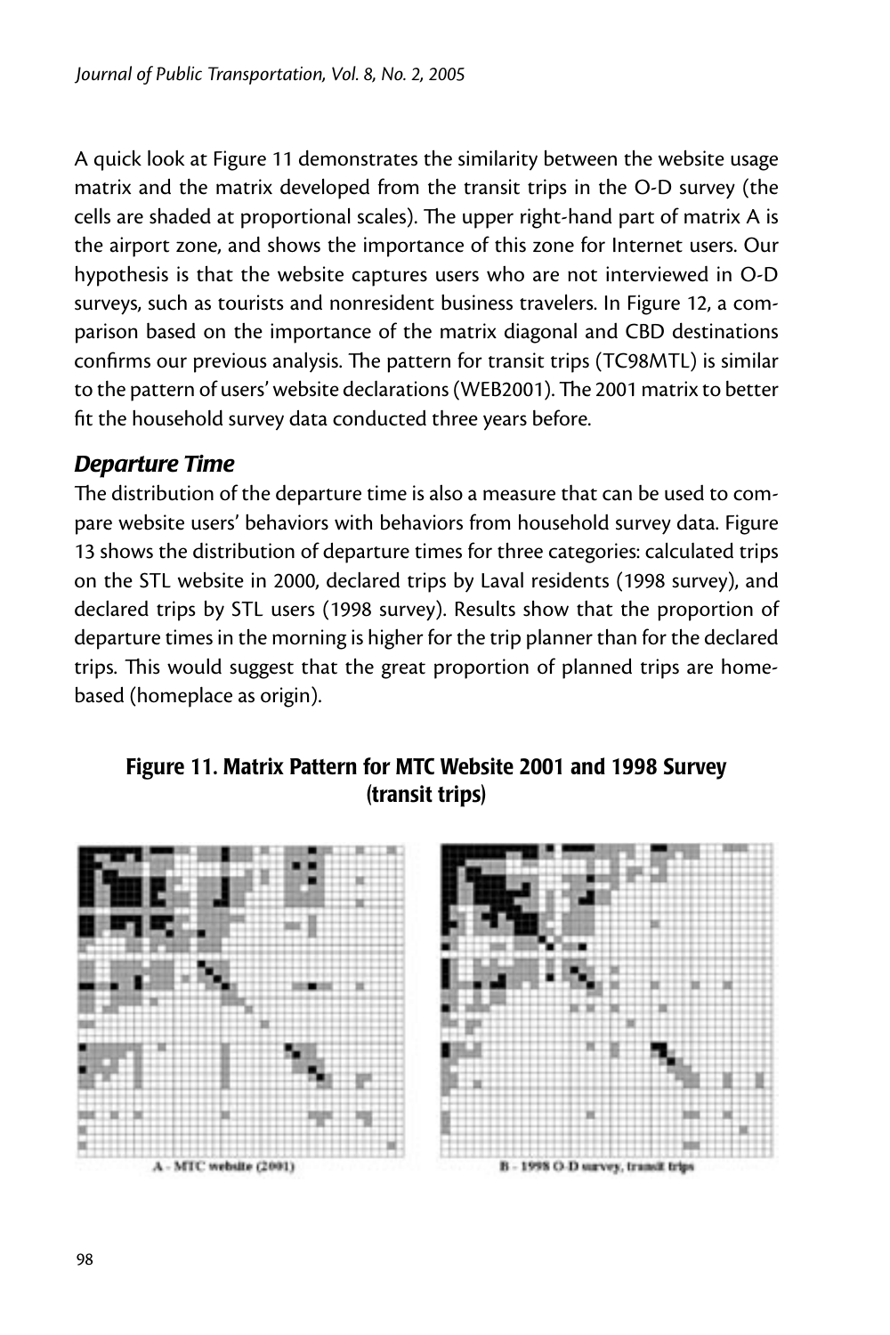A quick look at Figure 11 demonstrates the similarity between the website usage matrix and the matrix developed from the transit trips in the O-D survey (the cells are shaded at proportional scales). The upper right-hand part of matrix A is the airport zone, and shows the importance of this zone for Internet users. Our hypothesis is that the website captures users who are not interviewed in O-D surveys, such as tourists and nonresident business travelers. In Figure 12, a comparison based on the importance of the matrix diagonal and CBD destinations confirms our previous analysis. The pattern for transit trips (TC98MTL) is similar to the pattern of users' website declarations (WEB2001). The 2001 matrix to better fit the household survey data conducted three years before.

### *Departure Time*

The distribution of the departure time is also a measure that can be used to compare website users' behaviors with behaviors from household survey data. Figure 13 shows the distribution of departure times for three categories: calculated trips on the STL website in 2000, declared trips by Laval residents (1998 survey), and declared trips by STL users (1998 survey). Results show that the proportion of departure times in the morning is higher for the trip planner than for the declared trips. This would suggest that the great proportion of planned trips are home-based (homeplace as origin).

**Figure 11. Matrix Pattern for MTC Website 2001 and 1998 Survey (transit trips)**

A - MTC website (2001)

B - 1998 O-D survey, transit trips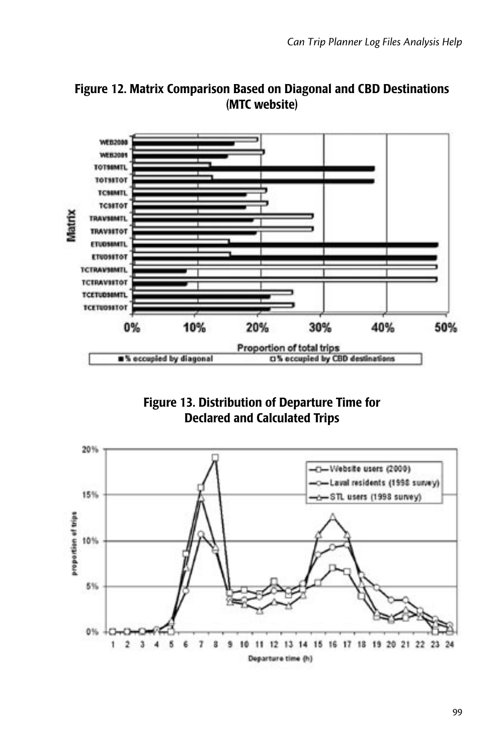**Figure 12. Matrix Comparison Based on Diagonal and CBD Destinations (MTC website)**

**Figure 13. Distribution of Departure Time for Declared and Calculated Trips**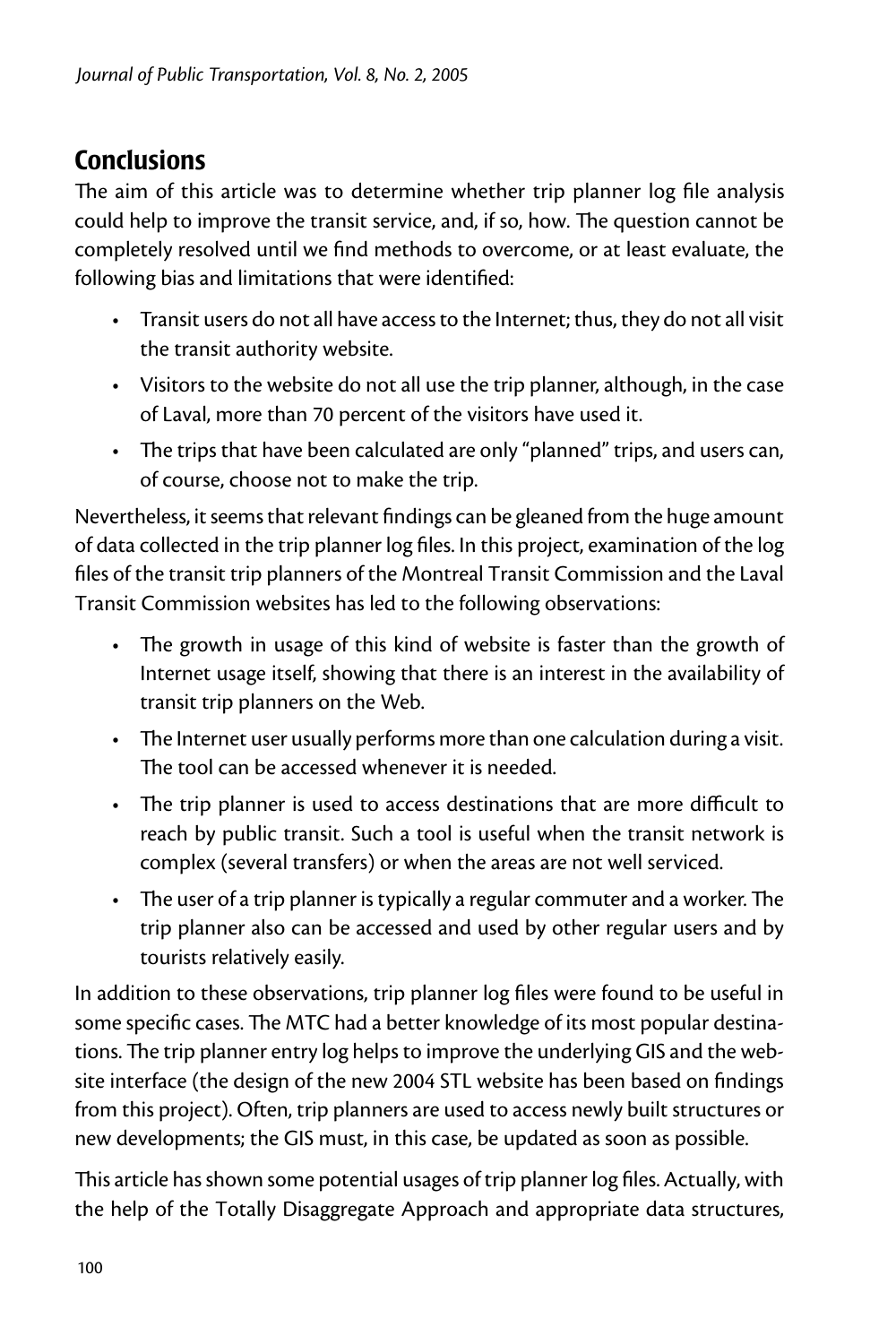## Conclusions

The aim of this article was to determine whether trip planner log file analysis could help to improve the transit service, and, if so, how. The question cannot be completely resolved until we find methods to overcome, or at least evaluate, the following bias and limitations that were identified:

- Transit users do not all have access to the Internet; thus, they do not all visit the transit authority website.
- Visitors to the website do not all use the trip planner, although, in the case of Laval, more than 70 percent of the visitors have used it.
- The trips that have been calculated are only "planned" trips, and users can, of course, choose not to make the trip.

Nevertheless, it seems that relevant findings can be gleaned from the huge amount of data collected in the trip planner log files. In this project, examination of the log files of the transit trip planners of the Montreal Transit Commission and the Laval Transit Commission websites has led to the following observations:

- The growth in usage of this kind of website is faster than the growth of Internet usage itself, showing that there is an interest in the availability of transit trip planners on the Web.
- The Internet user usually performs more than one calculation during a visit. The tool can be accessed whenever it is needed.
- The trip planner is used to access destinations that are more difficult to reach by public transit. Such a tool is useful when the transit network is complex (several transfers) or when the areas are not well serviced.
- The user of a trip planner is typically a regular commuter and a worker. The trip planner also can be accessed and used by other regular users and by tourists relatively easily.

In addition to these observations, trip planner log files were found to be useful in some specific cases. The MTC had a better knowledge of its most popular destinations. The trip planner entry log helps to improve the underlying GIS and the website interface (the design of the new 2004 STL website has been based on findings from this project). Often, trip planners are used to access newly built structures or new developments; the GIS must, in this case, be updated as soon as possible.

This article has shown some potential usages of trip planner log files. Actually, with the help of the Totally Disaggregate Approach and appropriate data structures,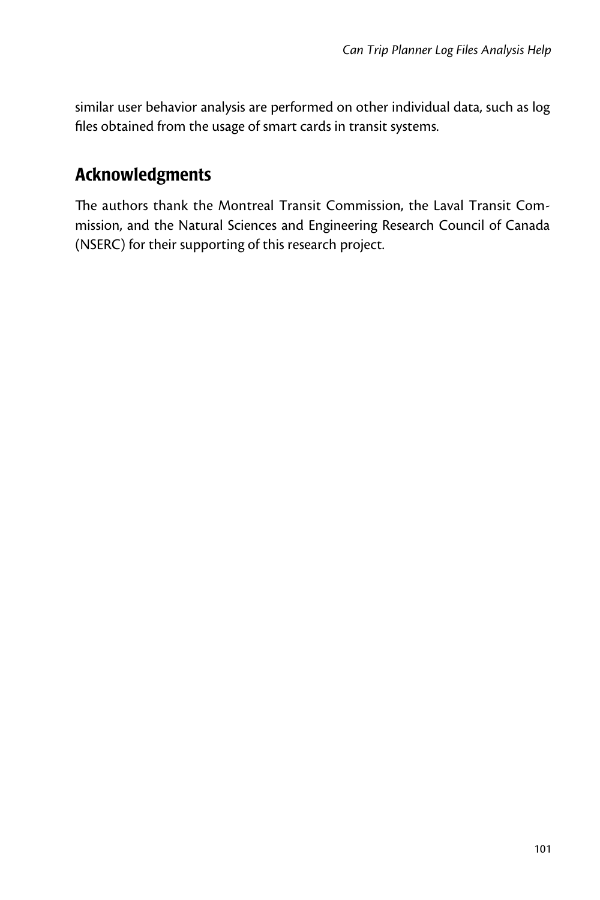similar user behavior analysis are performed on other individual data, such as log files obtained from the usage of smart cards in transit systems.

## Acknowledgments

The authors thank the Montreal Transit Commission, the Laval Transit Commission, and the Natural Sciences and Engineering Research Council of Canada (NSERC) for their supporting of this research project.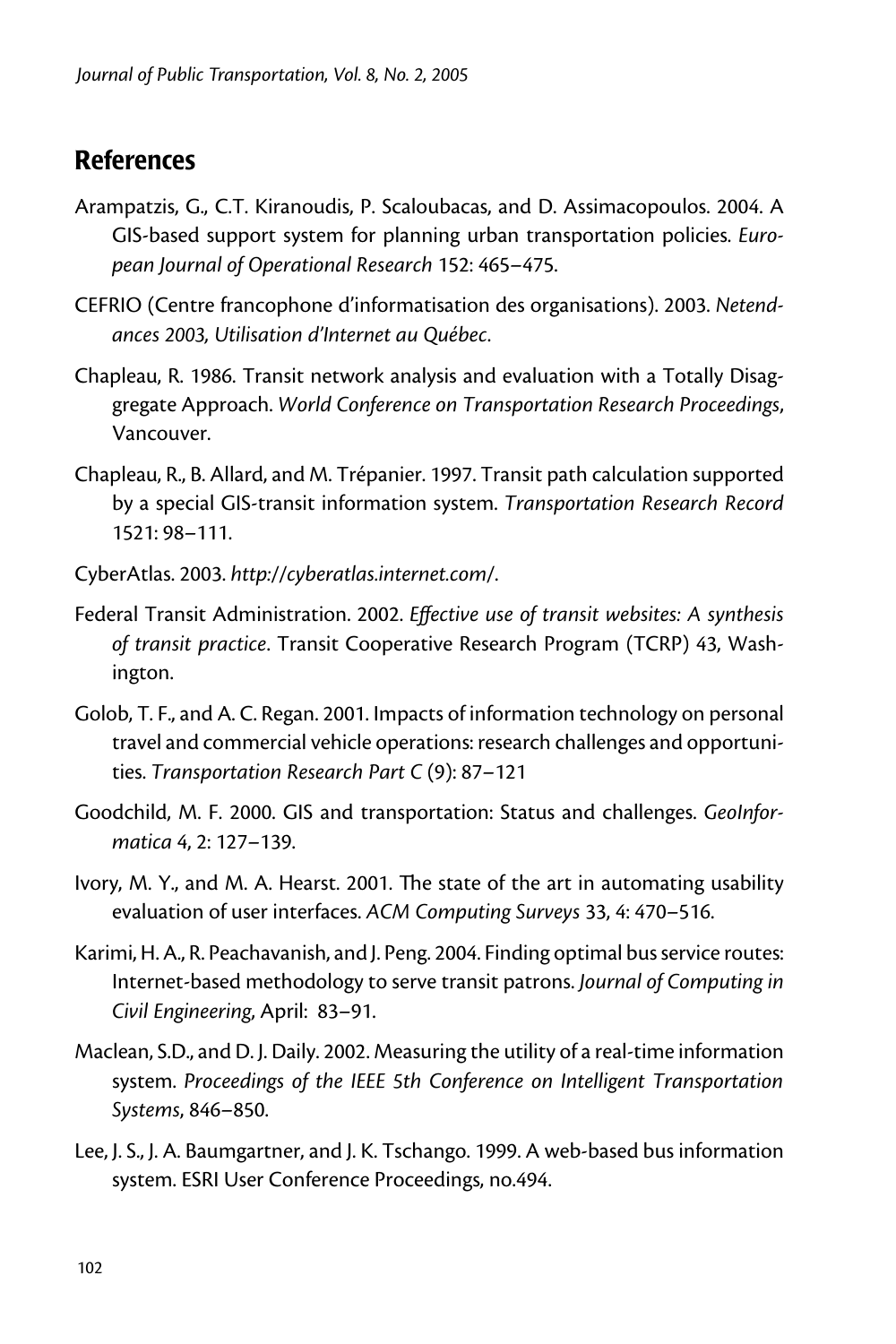## References

Arampatzis, G., C.T. Kiranoudis, P. Scaloubacas, and D. Assimacopoulos. 2004. A GIS-based support system for planning urban transportation policies. *European Journal of Operational Research* 152: 465–475.

CEFRIO (Centre francophone d'informatisation des organisations). 2003. *Netendances 2003, Utilisation d'Internet au Québec*.

Chapleau, R. 1986. Transit network analysis and evaluation with a Totally Disaggregate Approach. *World Conference on Transportation Research Proceedings*, Vancouver.

Chapleau, R., B. Allard, and M. Trépanier. 1997. Transit path calculation supported by a special GIS-transit information system. *Transportation Research Record* 1521: 98–111.

CyberAtlas. 2003. *http://cyberatlas.internet.com/*.

Federal Transit Administration. 2002. *Effective use of transit websites: A synthesis of transit practice*. Transit Cooperative Research Program (TCRP) 43, Washington.

Golob, T. F., and A. C. Regan. 2001. Impacts of information technology on personal travel and commercial vehicle operations: research challenges and opportunities. *Transportation Research Part C* (9): 87–121

Goodchild, M. F. 2000. GIS and transportation: Status and challenges. *GeoInformatica* 4, 2: 127–139.

Ivory, M. Y., and M. A. Hearst. 2001. The state of the art in automating usability evaluation of user interfaces. *ACM Computing Surveys* 33, 4: 470–516.

Karimi, H. A., R. Peachavanish, and J. Peng. 2004. Finding optimal bus service routes: Internet-based methodology to serve transit patrons. *Journal of Computing in Civil Engineering*, April: 83–91.

Maclean, S.D., and D. J. Daily. 2002. Measuring the utility of a real-time information system. *Proceedings of the IEEE 5th Conference on Intelligent Transportation Systems*, 846–850.

Lee, J. S., J. A. Baumgartner, and J. K. Tschango. 1999. A web-based bus information system. ESRI User Conference Proceedings, no.494.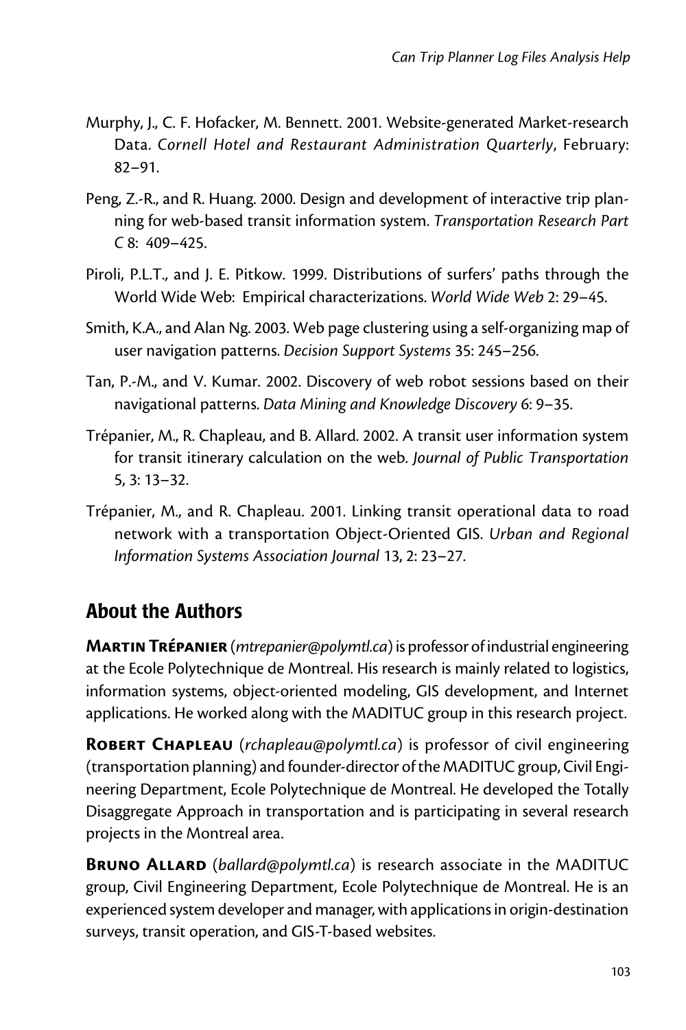Murphy, J., C. F. Hofacker, M. Bennett. 2001. Website-generated Market-research Data. *Cornell Hotel and Restaurant Administration Quarterly*, February: 82–91.

Peng, Z.-R., and R. Huang. 2000. Design and development of interactive trip planning for web-based transit information system. *Transportation Research Part C* 8: 409–425.

Piroli, P.L.T., and J. E. Pitkow. 1999. Distributions of surfers' paths through the World Wide Web: Empirical characterizations. *World Wide Web* 2: 29–45.

Smith, K.A., and Alan Ng. 2003. Web page clustering using a self-organizing map of user navigation patterns. *Decision Support Systems* 35: 245–256.

Tan, P.-M., and V. Kumar. 2002. Discovery of web robot sessions based on their navigational patterns. *Data Mining and Knowledge Discovery* 6: 9–35.

Trépanier, M., R. Chapleau, and B. Allard. 2002. A transit user information system for transit itinerary calculation on the web. *Journal of Public Transportation* 5, 3: 13–32.

Trépanier, M., and R. Chapleau. 2001. Linking transit operational data to road network with a transportation Object-Oriented GIS. *Urban and Regional Information Systems Association Journal* 13, 2: 23–27.

## About the Authors

**Martin Trépanier** (*mtrepanier@polymtl.ca*) is professor of industrial engineering at the Ecole Polytechnique de Montreal. His research is mainly related to logistics, information systems, object-oriented modeling, GIS development, and Internet applications. He worked along with the MADITUC group in this research project.

**Robert Chapleau** (*rchapleau@polymtl.ca*) is professor of civil engineering (transportation planning) and founder-director of the MADITUC group, Civil Engineering Department, Ecole Polytechnique de Montreal. He developed the Totally Disaggregate Approach in transportation and is participating in several research projects in the Montreal area.

**Bruno Allard** (*ballard@polymtl.ca*) is research associate in the MADITUC group, Civil Engineering Department, Ecole Polytechnique de Montreal. He is an experienced system developer and manager, with applications in origin-destination surveys, transit operation, and GIS-T-based websites.